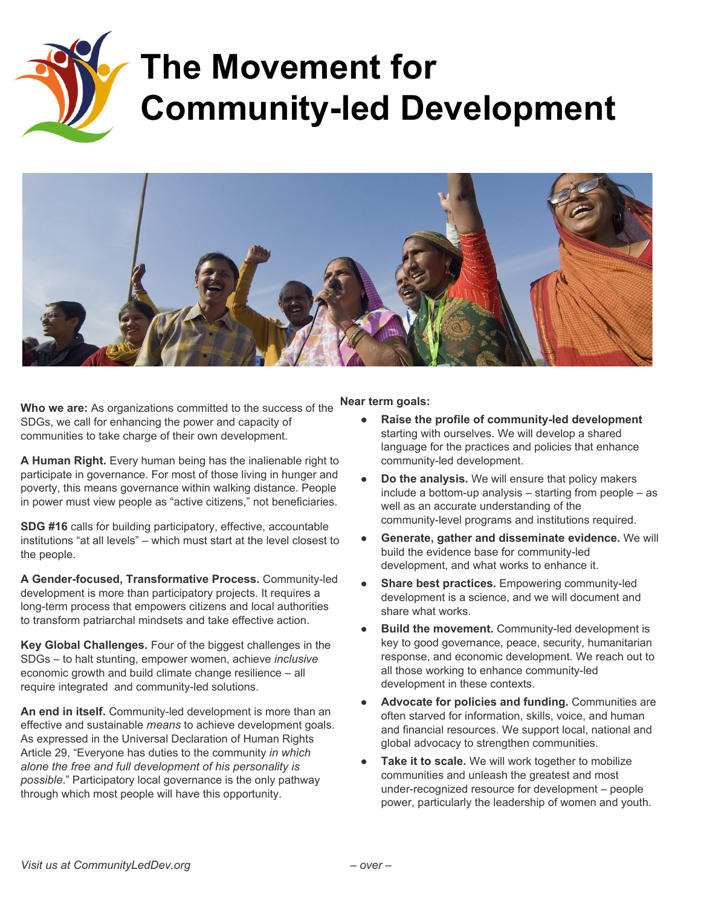# The Movement for Community-led Development

**Who we are:** As organizations committed to the success of the SDGs, we call for enhancing the power and capacity of communities to take charge of their own development.

**A Human Right.** Every human being has the inalienable right to participate in governance. For most of those living in hunger and poverty, this means governance within walking distance. People in power must view people as "active citizens," not beneficiaries.

**SDG #16** calls for building participatory, effective, accountable institutions "at all levels" – which must start at the level closest to the people.

**A Gender-focused, Transformative Process.** Community-led development is more than participatory projects. It requires a long-term process that empowers citizens and local authorities to transform patriarchal mindsets and take effective action.

**Key Global Challenges.** Four of the biggest challenges in the SDGs – to halt stunting, empower women, achieve *inclusive* economic growth and build climate change resilience – all require integrated and community-led solutions.

**An end in itself.** Community-led development is more than an effective and sustainable *means* to achieve development goals. As expressed in the Universal Declaration of Human Rights Article 29, "Everyone has duties to the community *in which alone the free and full development of his personality is possible*." Participatory local governance is the only pathway through which most people will have this opportunity.

**Near term goals:**

- **Raise the profile of community-led development** starting with ourselves. We will develop a shared language for the practices and policies that enhance community-led development.
- **Do the analysis.** We will ensure that policy makers include a bottom-up analysis – starting from people – as well as an accurate understanding of the community-level programs and institutions required.
- **Generate, gather and disseminate evidence.** We will build the evidence base for community-led development, and what works to enhance it.
- **Share best practices.** Empowering community-led development is a science, and we will document and share what works.
- **Build the movement.** Community-led development is key to good governance, peace, security, humanitarian response, and economic development. We reach out to all those working to enhance community-led development in these contexts.
- **Advocate for policies and funding.** Communities are often starved for information, skills, voice, and human and financial resources. We support local, national and global advocacy to strengthen communities.
- **Take it to scale.** We will work together to mobilize communities and unleash the greatest and most under-recognized resource for development – people power, particularly the leadership of women and youth.

*Visit us at CommunityLedDev.org*

*– over –*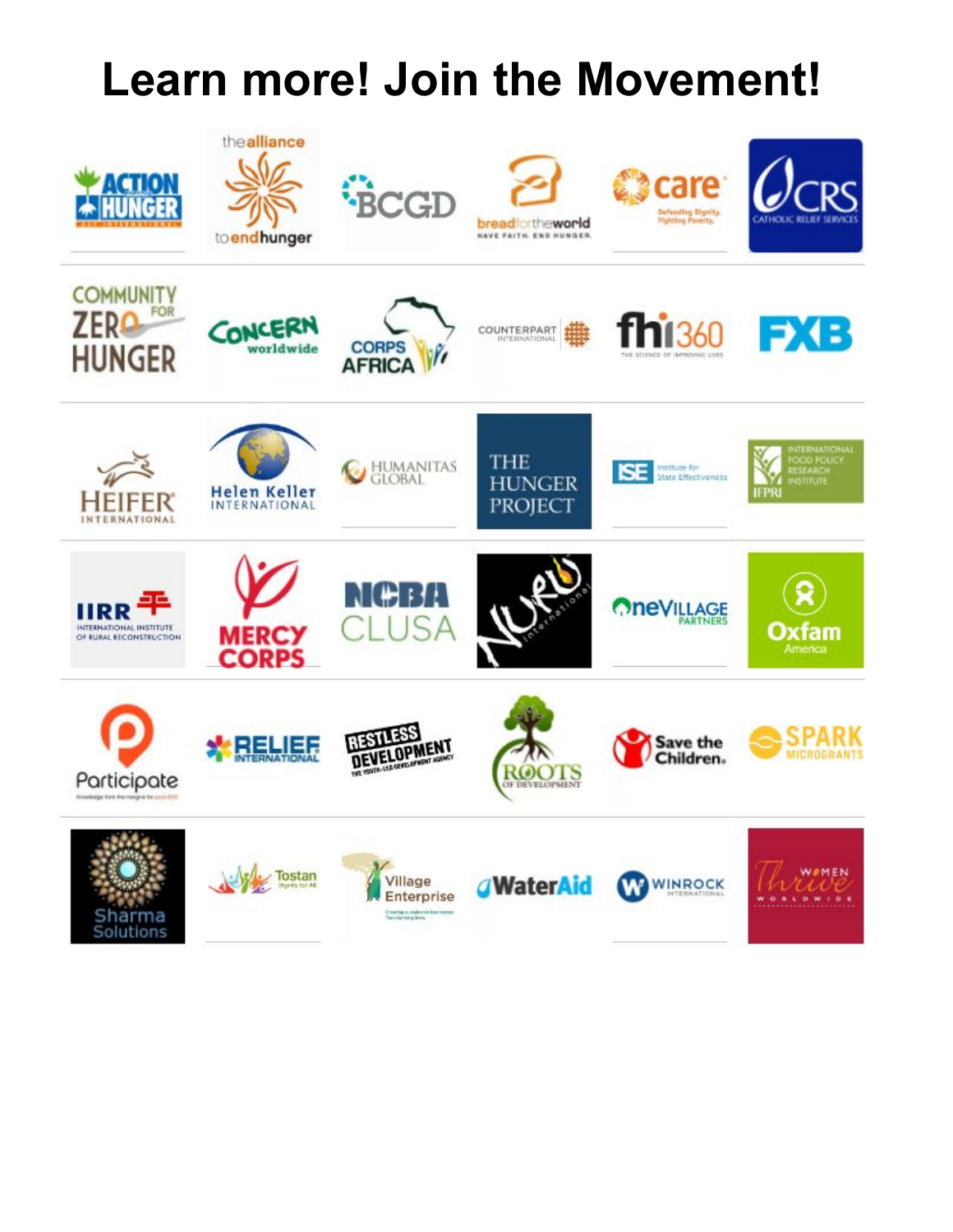# Learn more! Join the Movement!

Action Against Hunger International

the alliance to end hunger

BCGD

bread for the world — HAVE FAITH. END HUNGER.

care — Defending Dignity. Fighting Poverty.

CRS — CATHOLIC RELIEF SERVICES

Community for Zero Hunger

Concern worldwide

Corps Africa

Counterpart International

fhi360 — THE SCIENCE OF IMPROVING LIVES

FXB

Heifer International

Helen Keller International

Humanitas Global

The Hunger Project

ISE — Institute for State Effectiveness

International Food Policy Research Institute — IFPRI

IIRR — International Institute of Rural Reconstruction

Mercy Corps

NCBA CLUSA

Nuru International

OneVillage Partners

Oxfam America

Participate

Relief International

Restless Development — The youth-led development agency

Roots of Development

Save the Children

Spark Microgrants

Sharma Solutions

Tostan — Dignity for All

Village Enterprise

WaterAid

Winrock International

Women Thrive Worldwide